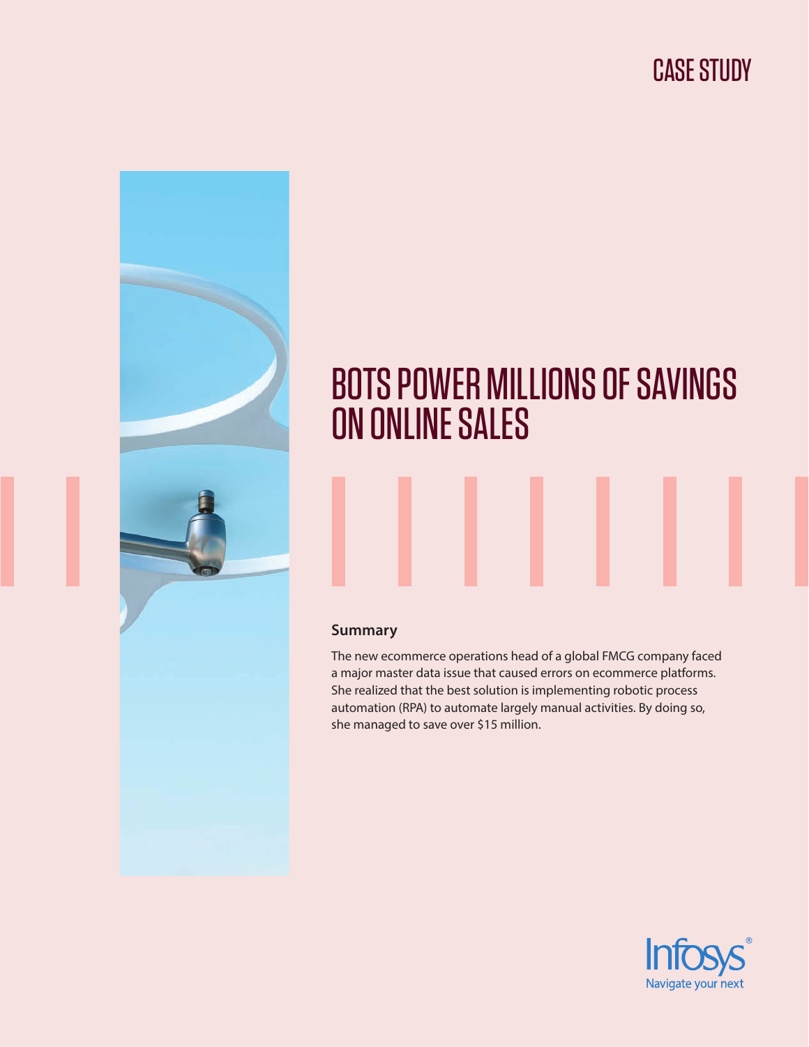CASE STUDY

# BOTS POWER MILLIONS OF SAVINGS ON ONLINE SALES

### Summary

The new ecommerce operations head of a global FMCG company faced a major master data issue that caused errors on ecommerce platforms. She realized that the best solution is implementing robotic process automation (RPA) to automate largely manual activities. By doing so, she managed to save over $15 million.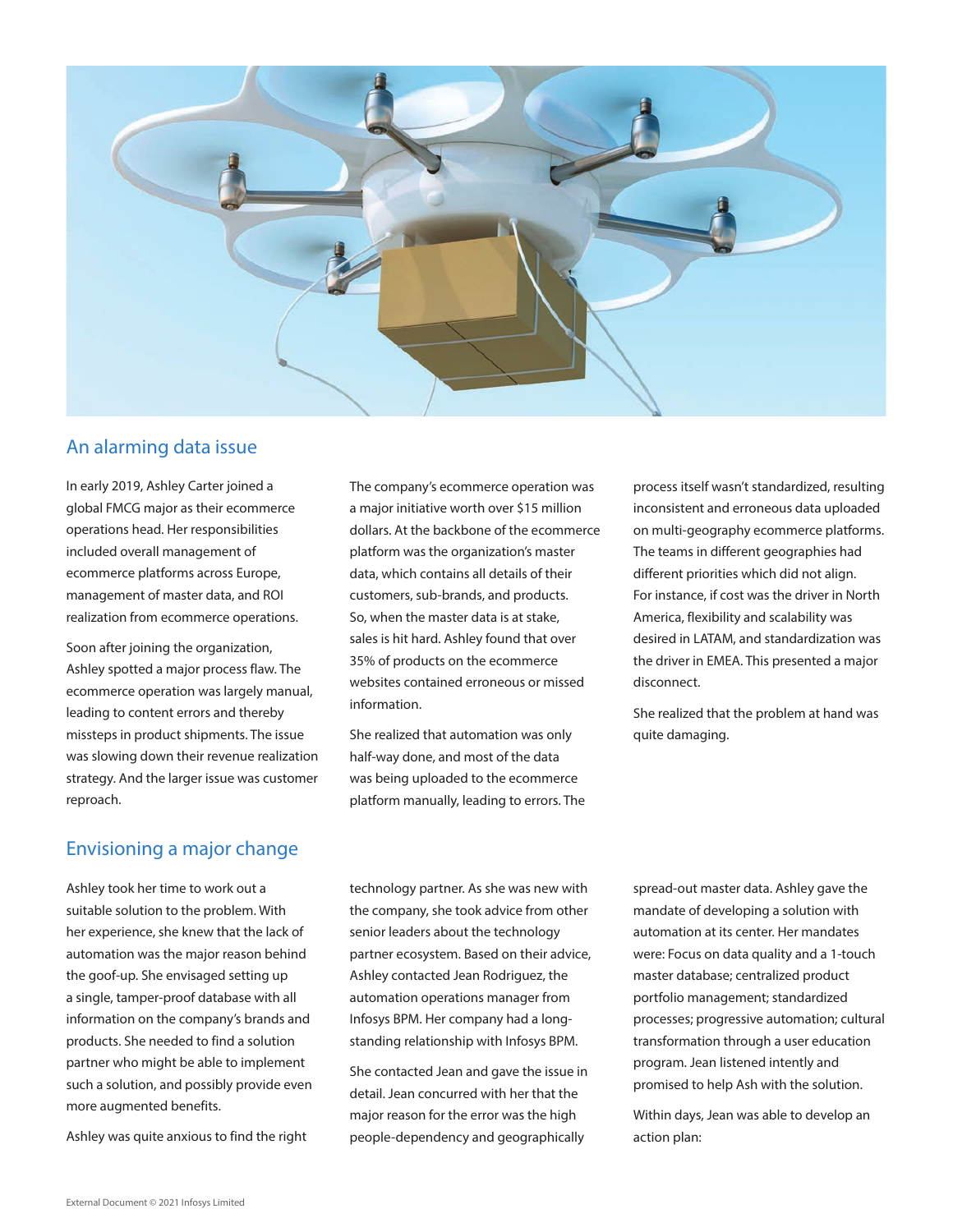## An alarming data issue

In early 2019, Ashley Carter joined a global FMCG major as their ecommerce operations head. Her responsibilities included overall management of ecommerce platforms across Europe, management of master data, and ROI realization from ecommerce operations.

Soon after joining the organization, Ashley spotted a major process flaw. The ecommerce operation was largely manual, leading to content errors and thereby missteps in product shipments. The issue was slowing down their revenue realization strategy. And the larger issue was customer reproach.

The company's ecommerce operation was a major initiative worth over $15 million dollars. At the backbone of the ecommerce platform was the organization's master data, which contains all details of their customers, sub-brands, and products. So, when the master data is at stake, sales is hit hard. Ashley found that over 35% of products on the ecommerce websites contained erroneous or missed information.

She realized that automation was only half-way done, and most of the data was being uploaded to the ecommerce platform manually, leading to errors. The process itself wasn't standardized, resulting inconsistent and erroneous data uploaded on multi-geography ecommerce platforms. The teams in different geographies had different priorities which did not align. For instance, if cost was the driver in North America, flexibility and scalability was desired in LATAM, and standardization was the driver in EMEA. This presented a major disconnect.

She realized that the problem at hand was quite damaging.

## Envisioning a major change

Ashley took her time to work out a suitable solution to the problem. With her experience, she knew that the lack of automation was the major reason behind the goof-up. She envisaged setting up a single, tamper-proof database with all information on the company's brands and products. She needed to find a solution partner who might be able to implement such a solution, and possibly provide even more augmented benefits.

Ashley was quite anxious to find the right technology partner. As she was new with the company, she took advice from other senior leaders about the technology partner ecosystem. Based on their advice, Ashley contacted Jean Rodriguez, the automation operations manager from Infosys BPM. Her company had a long-standing relationship with Infosys BPM.

She contacted Jean and gave the issue in detail. Jean concurred with her that the major reason for the error was the high people-dependency and geographically spread-out master data. Ashley gave the mandate of developing a solution with automation at its center. Her mandates were: Focus on data quality and a 1-touch master database; centralized product portfolio management; standardized processes; progressive automation; cultural transformation through a user education program. Jean listened intently and promised to help Ash with the solution.

Within days, Jean was able to develop an action plan: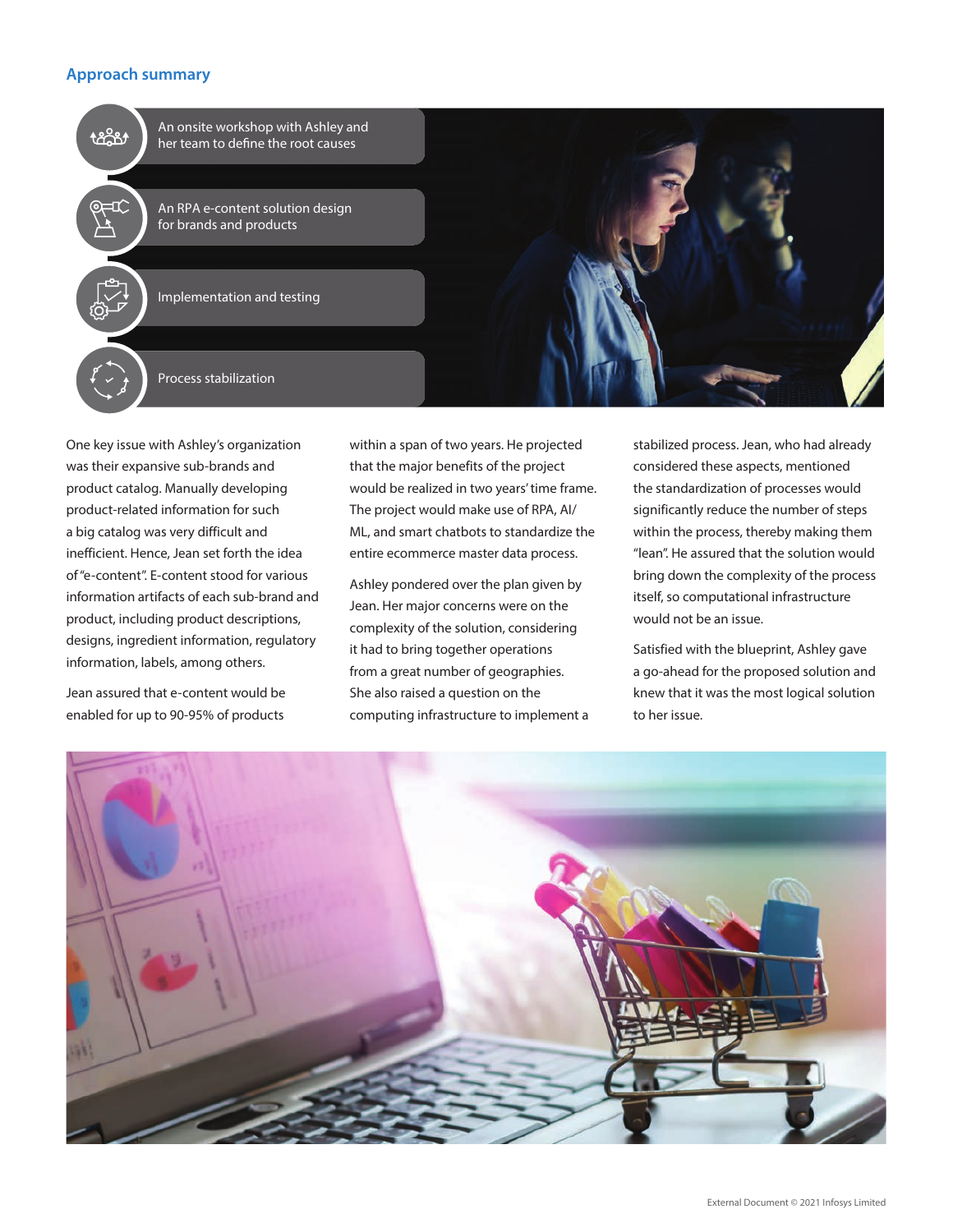## Approach summary

- An onsite workshop with Ashley and her team to define the root causes
- An RPA e-content solution design for brands and products
- Implementation and testing
- Process stabilization

One key issue with Ashley's organization was their expansive sub-brands and product catalog. Manually developing product-related information for such a big catalog was very difficult and inefficient. Hence, Jean set forth the idea of "e-content". E-content stood for various information artifacts of each sub-brand and product, including product descriptions, designs, ingredient information, regulatory information, labels, among others.

Jean assured that e-content would be enabled for up to 90-95% of products within a span of two years. He projected that the major benefits of the project would be realized in two years' time frame. The project would make use of RPA, AI/ML, and smart chatbots to standardize the entire ecommerce master data process.

Ashley pondered over the plan given by Jean. Her major concerns were on the complexity of the solution, considering it had to bring together operations from a great number of geographies. She also raised a question on the computing infrastructure to implement a stabilized process. Jean, who had already considered these aspects, mentioned the standardization of processes would significantly reduce the number of steps within the process, thereby making them "lean". He assured that the solution would bring down the complexity of the process itself, so computational infrastructure would not be an issue.

Satisfied with the blueprint, Ashley gave a go-ahead for the proposed solution and knew that it was the most logical solution to her issue.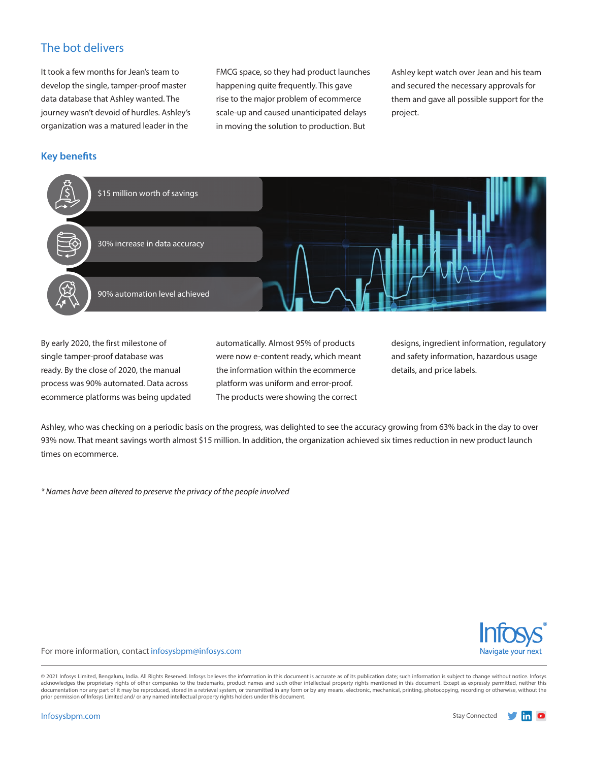## The bot delivers

It took a few months for Jean's team to develop the single, tamper-proof master data database that Ashley wanted. The journey wasn't devoid of hurdles. Ashley's organization was a matured leader in the FMCG space, so they had product launches happening quite frequently. This gave rise to the major problem of ecommerce scale-up and caused unanticipated delays in moving the solution to production. But Ashley kept watch over Jean and his team and secured the necessary approvals for them and gave all possible support for the project.

### Key benefits

$15 million worth of savings

30% increase in data accuracy

90% automation level achieved

By early 2020, the first milestone of single tamper-proof database was ready. By the close of 2020, the manual process was 90% automated. Data across ecommerce platforms was being updated automatically. Almost 95% of products were now e-content ready, which meant the information within the ecommerce platform was uniform and error-proof. The products were showing the correct designs, ingredient information, regulatory and safety information, hazardous usage details, and price labels.

Ashley, who was checking on a periodic basis on the progress, was delighted to see the accuracy growing from 63% back in the day to over 93% now. That meant savings worth almost $15 million. In addition, the organization achieved six times reduction in new product launch times on ecommerce.

*\* Names have been altered to preserve the privacy of the people involved*

For more information, contact infosysbpm@infosys.com

Infosys®
Navigate your next

© 2021 Infosys Limited, Bengaluru, India. All Rights Reserved. Infosys believes the information in this document is accurate as of its publication date; such information is subject to change without notice. Infosys acknowledges the proprietary rights of other companies to the trademarks, product names and such other intellectual property rights mentioned in this document. Except as expressly permitted, neither this documentation nor any part of it may be reproduced, stored in a retrieval system, or transmitted in any form or by any means, electronic, mechanical, printing, photocopying, recording or otherwise, without the prior permission of Infosys Limited and/ or any named intellectual property rights holders under this document.

Infosysbpm.com

Stay Connected